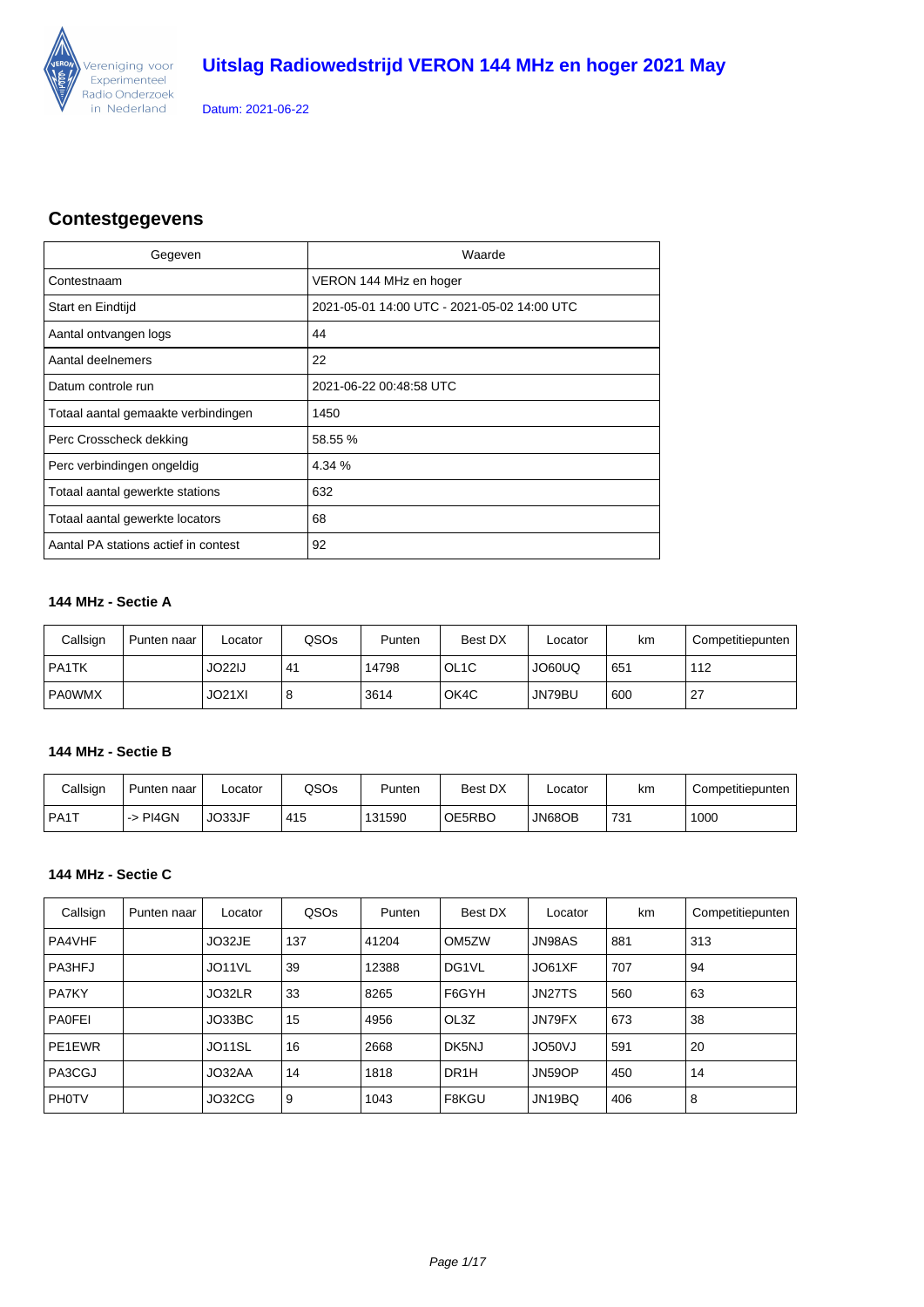# Uitslag Radiowedstrijd VERON 144 MHz en hoger 2021 May

Vereniging voor Experimenteel Radio Onderzoek in Nederland

Datum: 2021-06-22

## Contestgegevens

| Gegeven | Waarde |
|---|---|
| Contestnaam | VERON 144 MHz en hoger |
| Start en Eindtijd | 2021-05-01 14:00 UTC - 2021-05-02 14:00 UTC |
| Aantal ontvangen logs | 44 |
| Aantal deelnemers | 22 |
| Datum controle run | 2021-06-22 00:48:58 UTC |
| Totaal aantal gemaakte verbindingen | 1450 |
| Perc Crosscheck dekking | 58.55 % |
| Perc verbindingen ongeldig | 4.34 % |
| Totaal aantal gewerkte stations | 632 |
| Totaal aantal gewerkte locators | 68 |
| Aantal PA stations actief in contest | 92 |

### 144 MHz - Sectie A

| Callsign | Punten naar | Locator | QSOs | Punten | Best DX | Locator | km | Competitiepunten |
|---|---|---|---|---|---|---|---|---|
| PA1TK | | JO22IJ | 41 | 14798 | OL1C | JO60UQ | 651 | 112 |
| PA0WMX | | JO21XI | 8 | 3614 | OK4C | JN79BU | 600 | 27 |

### 144 MHz - Sectie B

| Callsign | Punten naar | Locator | QSOs | Punten | Best DX | Locator | km | Competitiepunten |
|---|---|---|---|---|---|---|---|---|
| PA1T | -> PI4GN | JO33JF | 415 | 131590 | OE5RBO | JN68OB | 731 | 1000 |

### 144 MHz - Sectie C

| Callsign | Punten naar | Locator | QSOs | Punten | Best DX | Locator | km | Competitiepunten |
|---|---|---|---|---|---|---|---|---|
| PA4VHF | | JO32JE | 137 | 41204 | OM5ZW | JN98AS | 881 | 313 |
| PA3HFJ | | JO11VL | 39 | 12388 | DG1VL | JO61XF | 707 | 94 |
| PA7KY | | JO32LR | 33 | 8265 | F6GYH | JN27TS | 560 | 63 |
| PA0FEI | | JO33BC | 15 | 4956 | OL3Z | JN79FX | 673 | 38 |
| PE1EWR | | JO11SL | 16 | 2668 | DK5NJ | JO50VJ | 591 | 20 |
| PA3CGJ | | JO32AA | 14 | 1818 | DR1H | JN59OP | 450 | 14 |
| PH0TV | | JO32CG | 9 | 1043 | F8KGU | JN19BQ | 406 | 8 |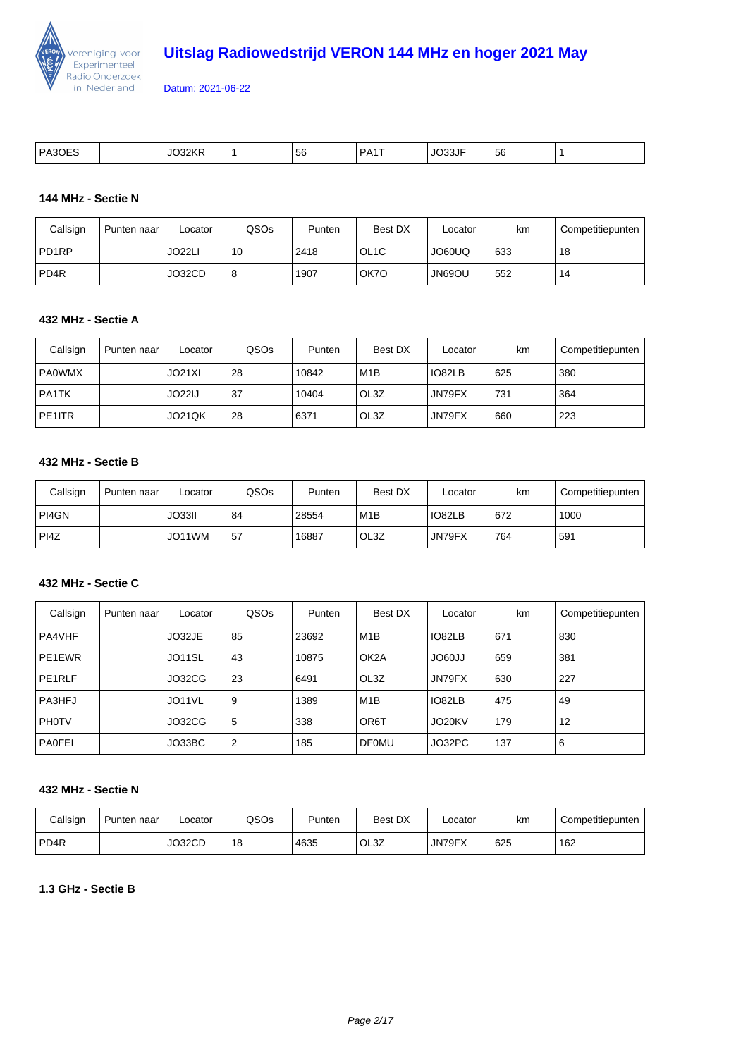| PA3OES | | JO32KR | 1 | 56 | PA1T | JO33JF | 56 | 1 |
|---|---|---|---|---|---|---|---|---|

#### 144 MHz - Sectie N

| Callsign | Punten naar | Locator | QSOs | Punten | Best DX | Locator | km | Competitiepunten |
|---|---|---|---|---|---|---|---|---|
| PD1RP | | JO22LI | 10 | 2418 | OL1C | JO60UQ | 633 | 18 |
| PD4R | | JO32CD | 8 | 1907 | OK7O | JN69OU | 552 | 14 |

#### 432 MHz - Sectie A

| Callsign | Punten naar | Locator | QSOs | Punten | Best DX | Locator | km | Competitiepunten |
|---|---|---|---|---|---|---|---|---|
| PA0WMX | | JO21XI | 28 | 10842 | M1B | IO82LB | 625 | 380 |
| PA1TK | | JO22IJ | 37 | 10404 | OL3Z | JN79FX | 731 | 364 |
| PE1ITR | | JO21QK | 28 | 6371 | OL3Z | JN79FX | 660 | 223 |

#### 432 MHz - Sectie B

| Callsign | Punten naar | Locator | QSOs | Punten | Best DX | Locator | km | Competitiepunten |
|---|---|---|---|---|---|---|---|---|
| PI4GN | | JO33II | 84 | 28554 | M1B | IO82LB | 672 | 1000 |
| PI4Z | | JO11WM | 57 | 16887 | OL3Z | JN79FX | 764 | 591 |

#### 432 MHz - Sectie C

| Callsign | Punten naar | Locator | QSOs | Punten | Best DX | Locator | km | Competitiepunten |
|---|---|---|---|---|---|---|---|---|
| PA4VHF | | JO32JE | 85 | 23692 | M1B | IO82LB | 671 | 830 |
| PE1EWR | | JO11SL | 43 | 10875 | OK2A | JO60JJ | 659 | 381 |
| PE1RLF | | JO32CG | 23 | 6491 | OL3Z | JN79FX | 630 | 227 |
| PA3HFJ | | JO11VL | 9 | 1389 | M1B | IO82LB | 475 | 49 |
| PH0TV | | JO32CG | 5 | 338 | OR6T | JO20KV | 179 | 12 |
| PA0FEI | | JO33BC | 2 | 185 | DF0MU | JO32PC | 137 | 6 |

#### 432 MHz - Sectie N

| Callsign | Punten naar | Locator | QSOs | Punten | Best DX | Locator | km | Competitiepunten |
|---|---|---|---|---|---|---|---|---|
| PD4R | | JO32CD | 18 | 4635 | OL3Z | JN79FX | 625 | 162 |

#### 1.3 GHz - Sectie B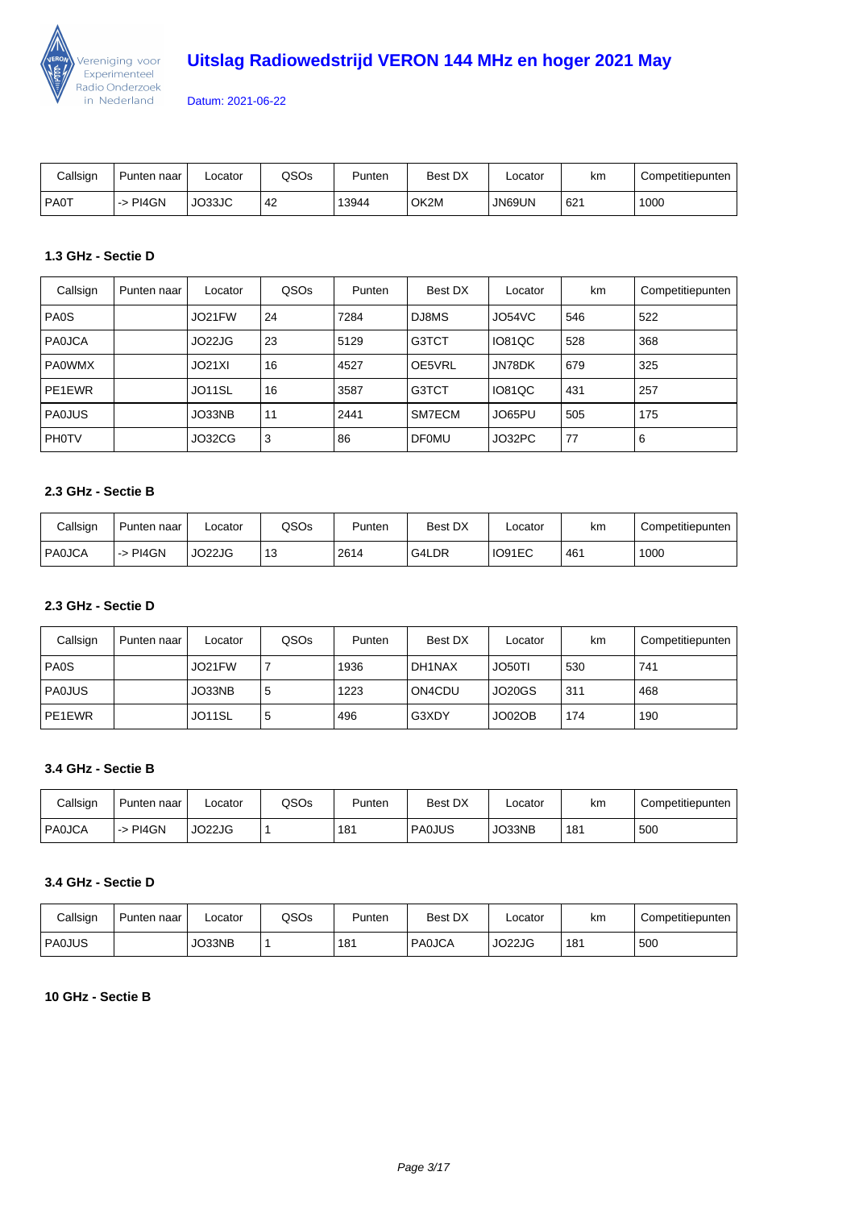| Callsign | Punten naar | Locator | QSOs | Punten | Best DX | Locator | km | Competitiepunten |
|---|---|---|---|---|---|---|---|---|
| PA0T | -> PI4GN | JO33JC | 42 | 13944 | OK2M | JN69UN | 621 | 1000 |

### 1.3 GHz - Sectie D

| Callsign | Punten naar | Locator | QSOs | Punten | Best DX | Locator | km | Competitiepunten |
|---|---|---|---|---|---|---|---|---|
| PA0S | | JO21FW | 24 | 7284 | DJ8MS | JO54VC | 546 | 522 |
| PA0JCA | | JO22JG | 23 | 5129 | G3TCT | IO81QC | 528 | 368 |
| PA0WMX | | JO21XI | 16 | 4527 | OE5VRL | JN78DK | 679 | 325 |
| PE1EWR | | JO11SL | 16 | 3587 | G3TCT | IO81QC | 431 | 257 |
| PA0JUS | | JO33NB | 11 | 2441 | SM7ECM | JO65PU | 505 | 175 |
| PH0TV | | JO32CG | 3 | 86 | DF0MU | JO32PC | 77 | 6 |

### 2.3 GHz - Sectie B

| Callsign | Punten naar | Locator | QSOs | Punten | Best DX | Locator | km | Competitiepunten |
|---|---|---|---|---|---|---|---|---|
| PA0JCA | -> PI4GN | JO22JG | 13 | 2614 | G4LDR | IO91EC | 461 | 1000 |

### 2.3 GHz - Sectie D

| Callsign | Punten naar | Locator | QSOs | Punten | Best DX | Locator | km | Competitiepunten |
|---|---|---|---|---|---|---|---|---|
| PA0S | | JO21FW | 7 | 1936 | DH1NAX | JO50TI | 530 | 741 |
| PA0JUS | | JO33NB | 5 | 1223 | ON4CDU | JO20GS | 311 | 468 |
| PE1EWR | | JO11SL | 5 | 496 | G3XDY | JO02OB | 174 | 190 |

### 3.4 GHz - Sectie B

| Callsign | Punten naar | Locator | QSOs | Punten | Best DX | Locator | km | Competitiepunten |
|---|---|---|---|---|---|---|---|---|
| PA0JCA | -> PI4GN | JO22JG | 1 | 181 | PA0JUS | JO33NB | 181 | 500 |

### 3.4 GHz - Sectie D

| Callsign | Punten naar | Locator | QSOs | Punten | Best DX | Locator | km | Competitiepunten |
|---|---|---|---|---|---|---|---|---|
| PA0JUS | | JO33NB | 1 | 181 | PA0JCA | JO22JG | 181 | 500 |

### 10 GHz - Sectie B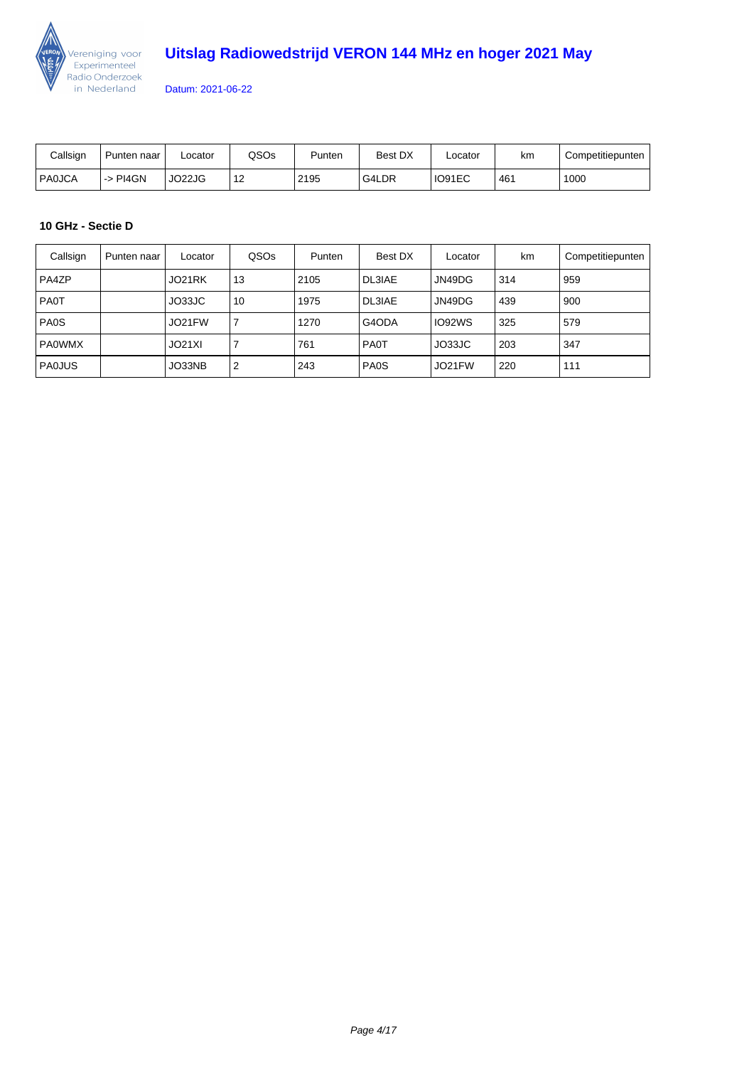# Uitslag Radiowedstrijd VERON 144 MHz en hoger 2021 May

Datum: 2021-06-22

| Callsign | Punten naar | Locator | QSOs | Punten | Best DX | Locator | km | Competitiepunten |
|---|---|---|---|---|---|---|---|---|
| PA0JCA | -> PI4GN | JO22JG | 12 | 2195 | G4LDR | IO91EC | 461 | 1000 |

**10 GHz - Sectie D**

| Callsign | Punten naar | Locator | QSOs | Punten | Best DX | Locator | km | Competitiepunten |
|---|---|---|---|---|---|---|---|---|
| PA4ZP | | JO21RK | 13 | 2105 | DL3IAE | JN49DG | 314 | 959 |
| PA0T | | JO33JC | 10 | 1975 | DL3IAE | JN49DG | 439 | 900 |
| PA0S | | JO21FW | 7 | 1270 | G4ODA | IO92WS | 325 | 579 |
| PA0WMX | | JO21XI | 7 | 761 | PA0T | JO33JC | 203 | 347 |
| PA0JUS | | JO33NB | 2 | 243 | PA0S | JO21FW | 220 | 111 |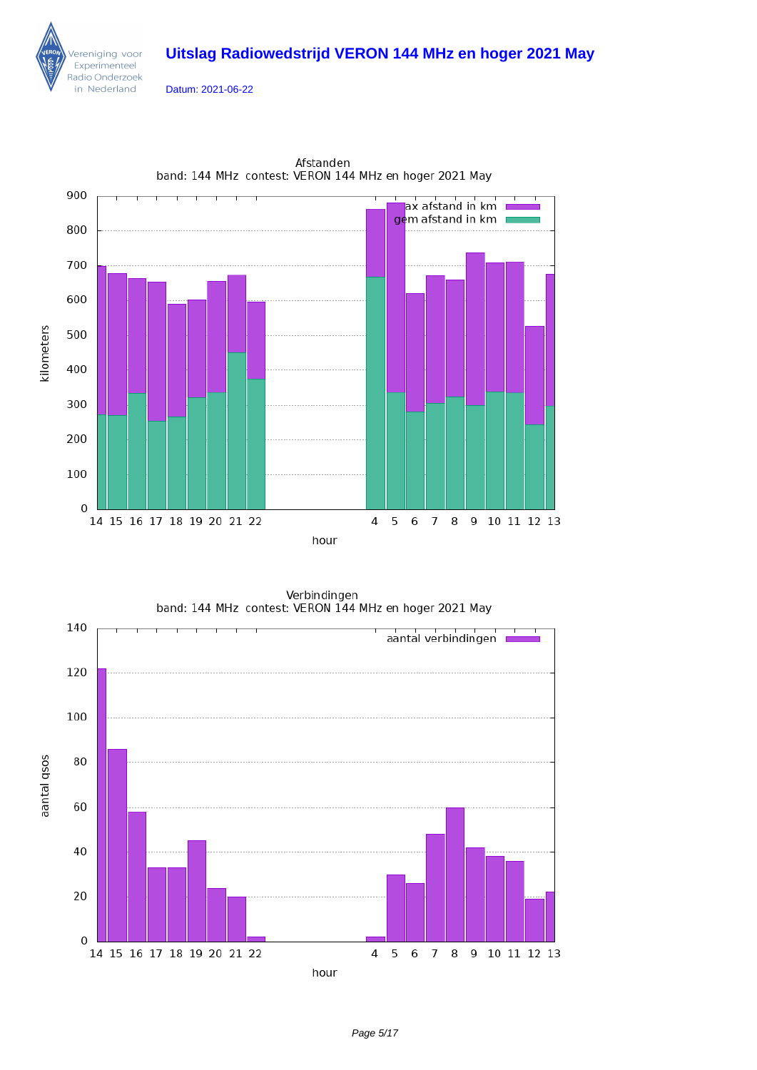# Uitslag Radiowedstrijd VERON 144 MHz en hoger 2021 May

Datum: 2021-06-22

Afstanden
band: 144 MHz contest: VERON 144 MHz en hoger 2021 May

max afstand in km
gem afstand in km

kilometers

hour

Verbindingen
band: 144 MHz contest: VERON 144 MHz en hoger 2021 May

aantal verbindingen

aantal qsos

hour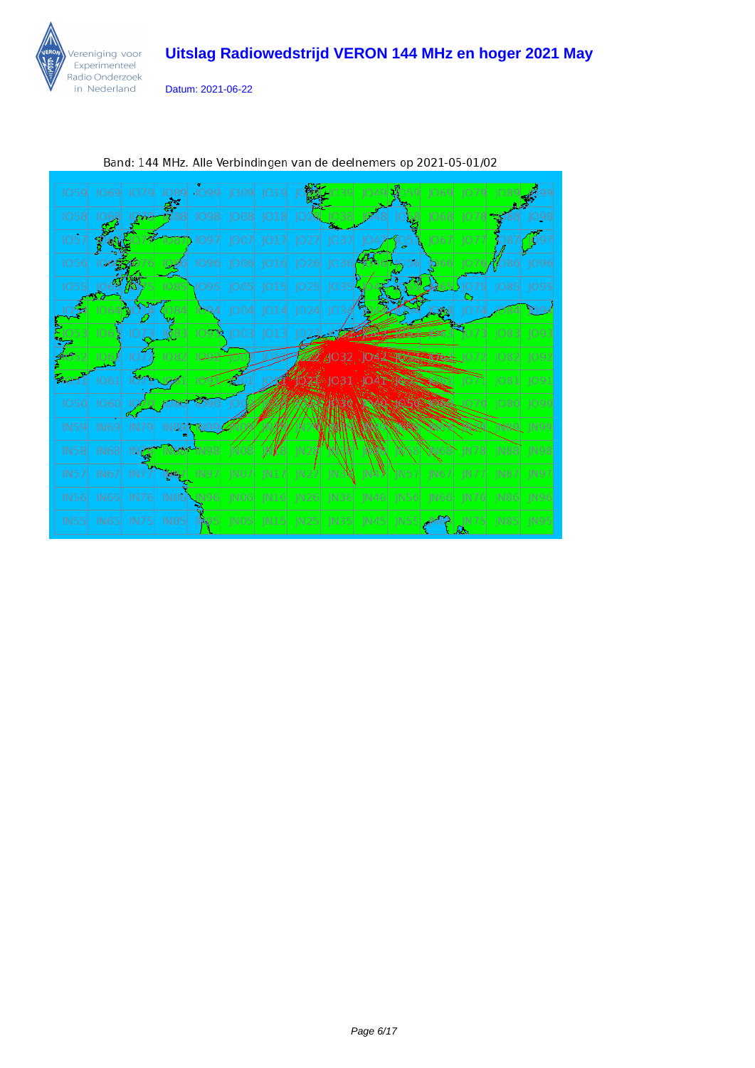# Uitslag Radiowedstrijd VERON 144 MHz en hoger 2021 May

Datum: 2021-06-22

Band: 144 MHz. Alle Verbindingen van de deelnemers op 2021-05-01/02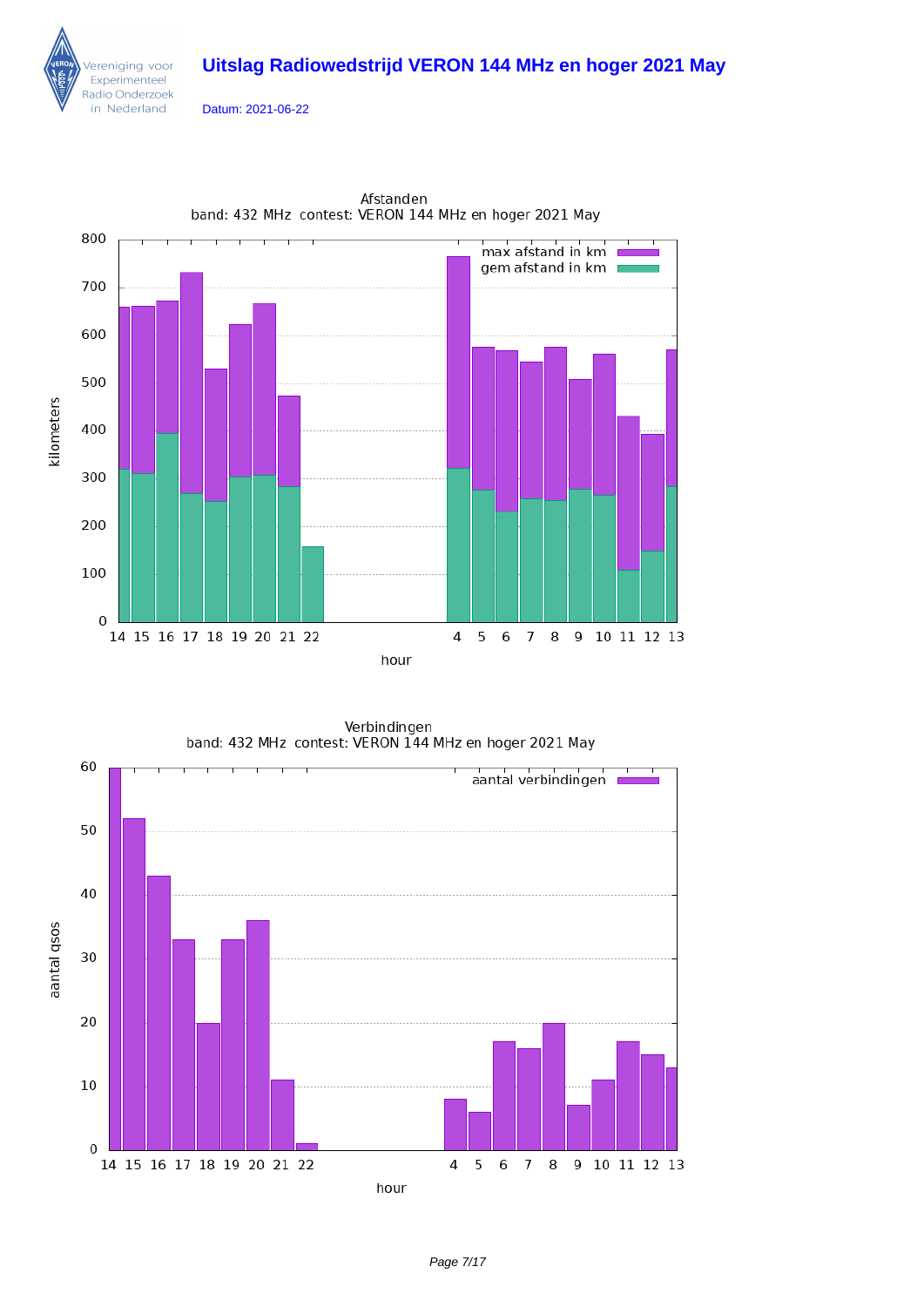# Uitslag Radiowedstrijd VERON 144 MHz en hoger 2021 May

Datum: 2021-06-22

Afstanden
band: 432 MHz contest: VERON 144 MHz en hoger 2021 May

Verbindingen
band: 432 MHz contest: VERON 144 MHz en hoger 2021 May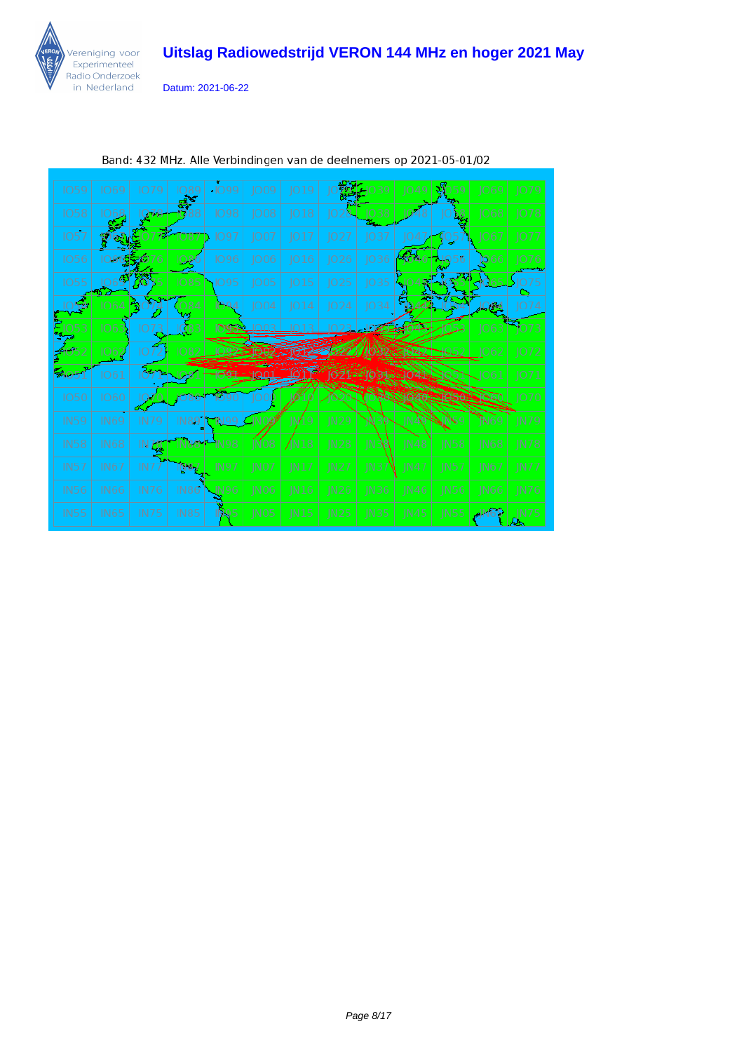# Uitslag Radiowedstrijd VERON 144 MHz en hoger 2021 May

Datum: 2021-06-22

Band: 432 MHz. Alle Verbindingen van de deelnemers op 2021-05-01/02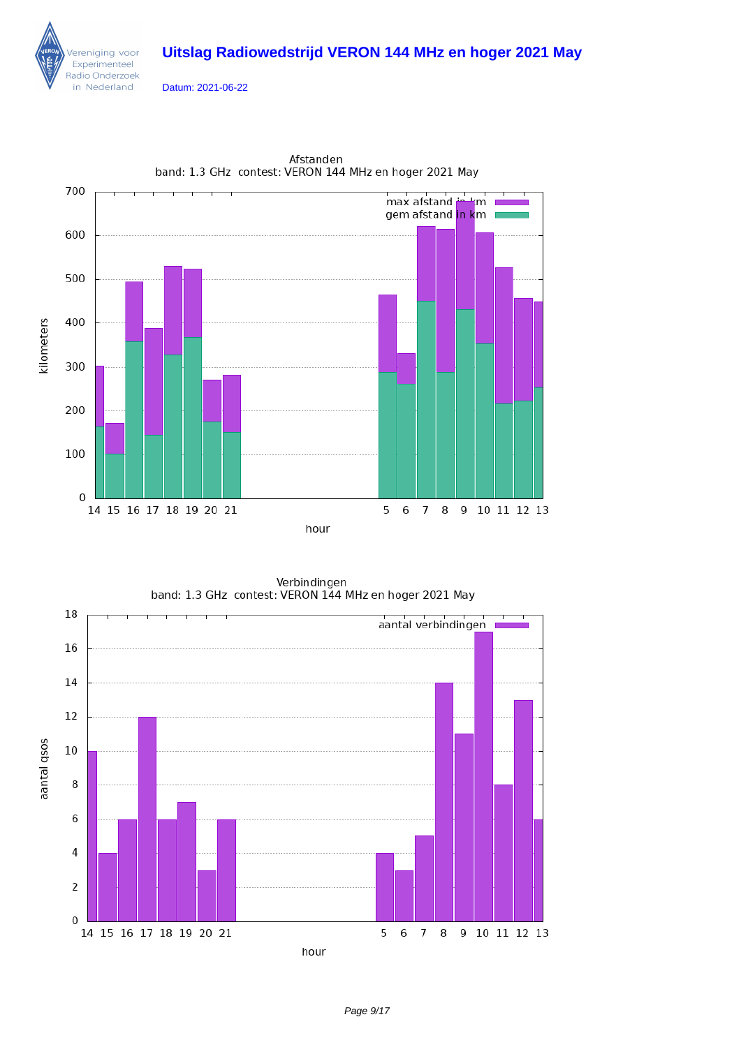# Uitslag Radiowedstrijd VERON 144 MHz en hoger 2021 May

Datum: 2021-06-22

Afstanden
band: 1.3 GHz contest: VERON 144 MHz en hoger 2021 May

Verbindingen
band: 1.3 GHz contest: VERON 144 MHz en hoger 2021 May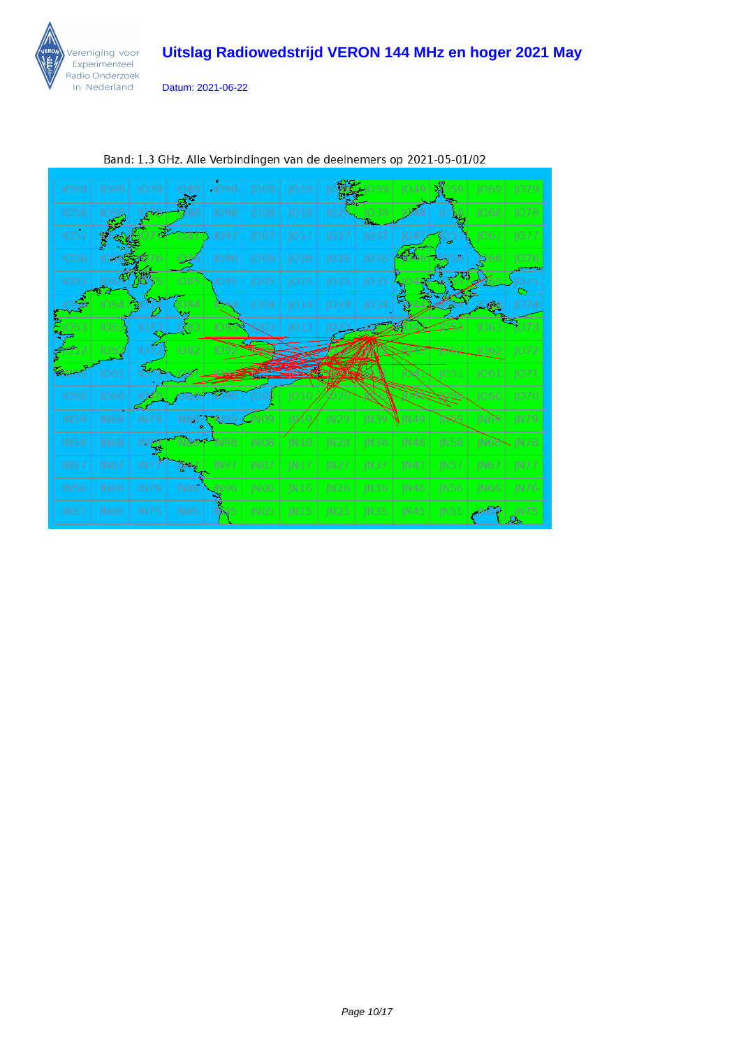# Uitslag Radiowedstrijd VERON 144 MHz en hoger 2021 May

Datum: 2021-06-22

Band: 1.3 GHz. Alle Verbindingen van de deelnemers op 2021-05-01/02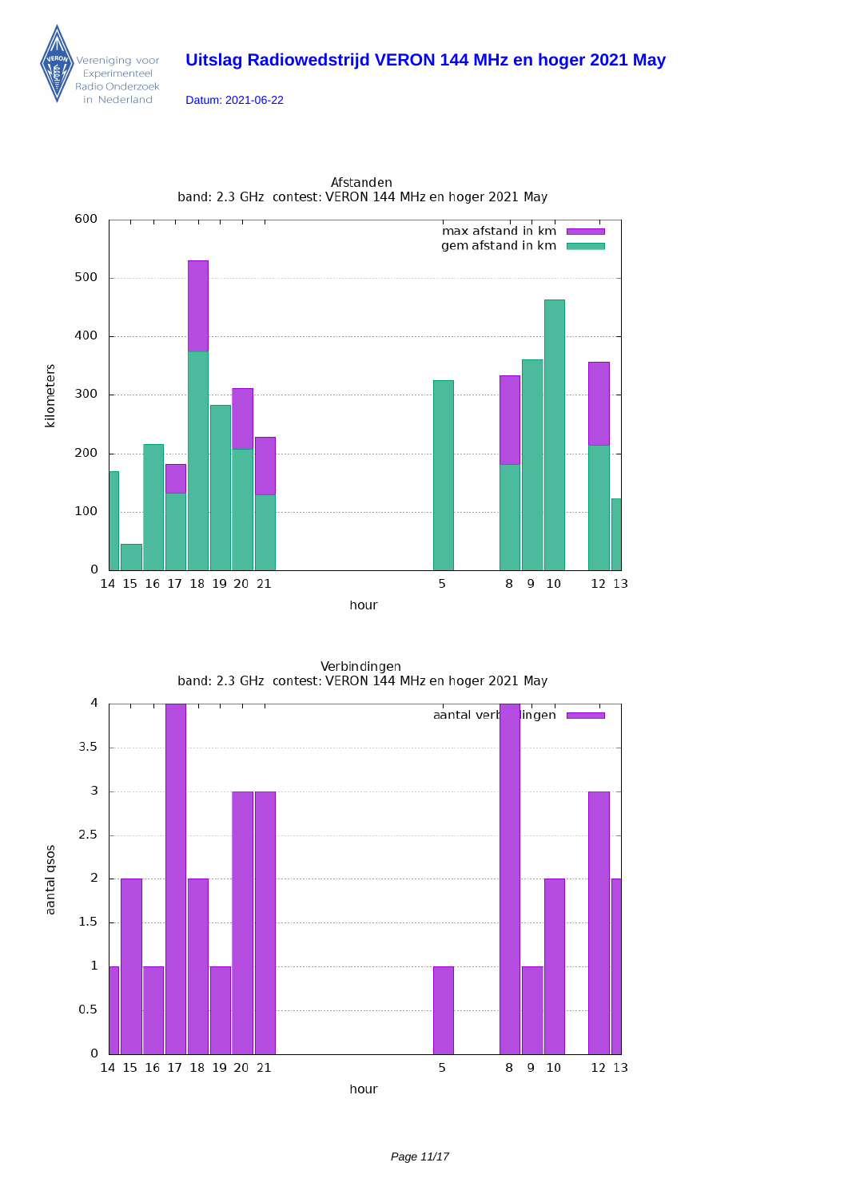# Uitslag Radiowedstrijd VERON 144 MHz en hoger 2021 May

Datum: 2021-06-22

Afstanden
band: 2.3 GHz contest: VERON 144 MHz en hoger 2021 May

Verbindingen
band: 2.3 GHz contest: VERON 144 MHz en hoger 2021 May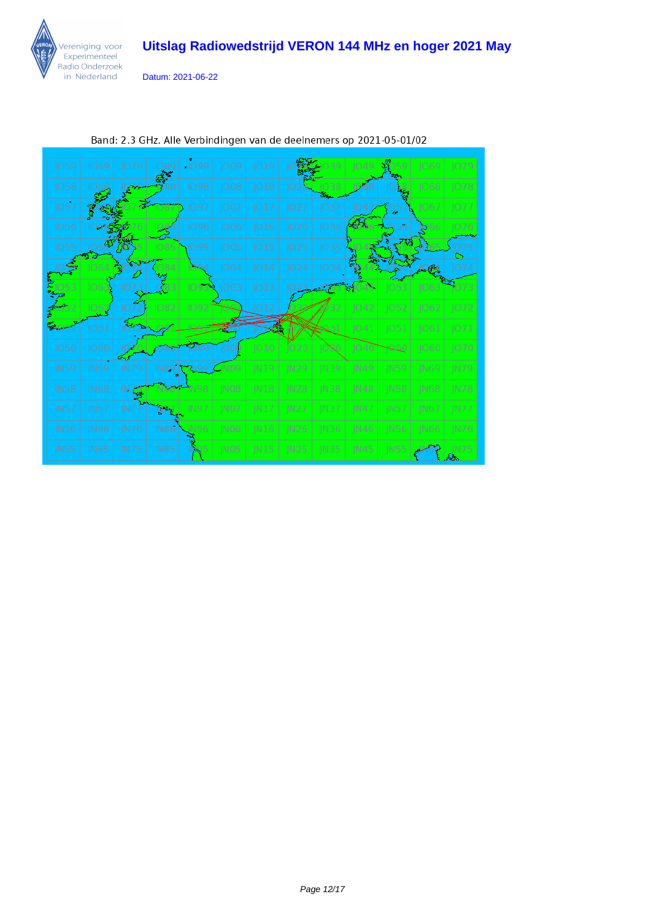# Uitslag Radiowedstrijd VERON 144 MHz en hoger 2021 May

Datum: 2021-06-22

Band: 2.3 GHz. Alle Verbindingen van de deelnemers op 2021-05-01/02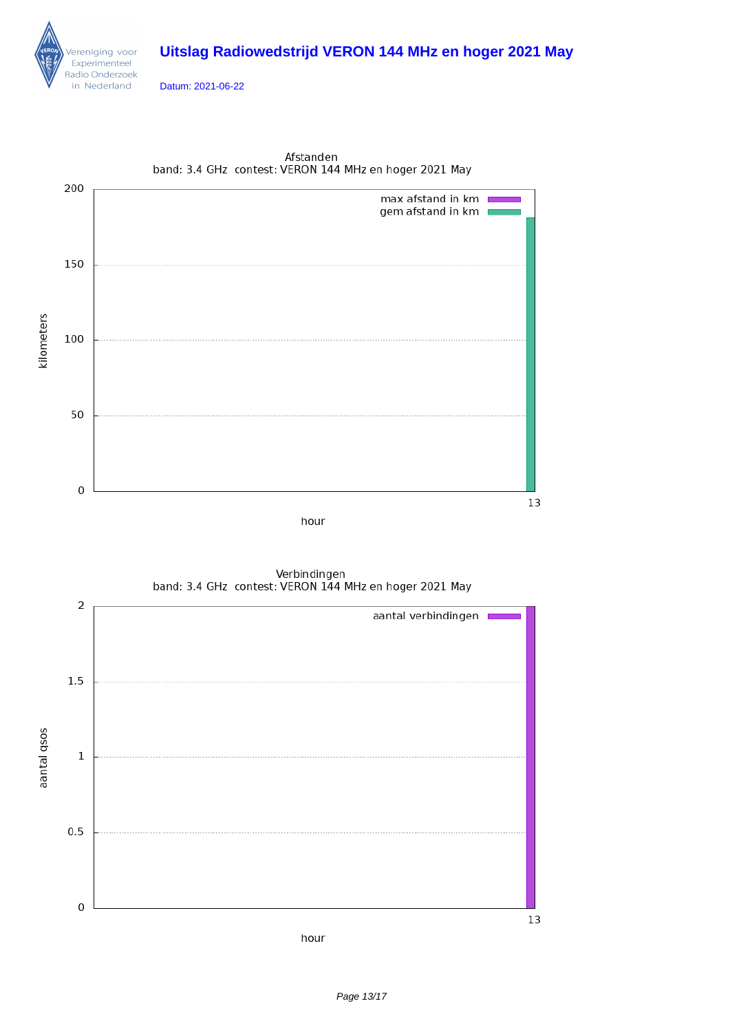# Uitslag Radiowedstrijd VERON 144 MHz en hoger 2021 May

Datum: 2021-06-22

Afstanden
band: 3.4 GHz contest: VERON 144 MHz en hoger 2021 May

kilometers: 200, 150, 100, 50, 0

max afstand in km
gem afstand in km

hour: 13

Verbindingen
band: 3.4 GHz contest: VERON 144 MHz en hoger 2021 May

aantal qsos: 2, 1.5, 1, 0.5, 0

aantal verbindingen

hour: 13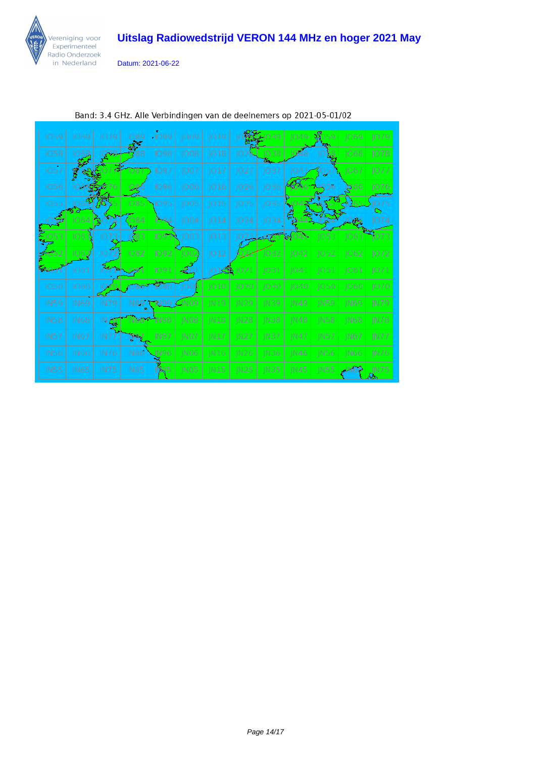# Uitslag Radiowedstrijd VERON 144 MHz en hoger 2021 May

Datum: 2021-06-22

Band: 3.4 GHz. Alle Verbindingen van de deelnemers op 2021-05-01/02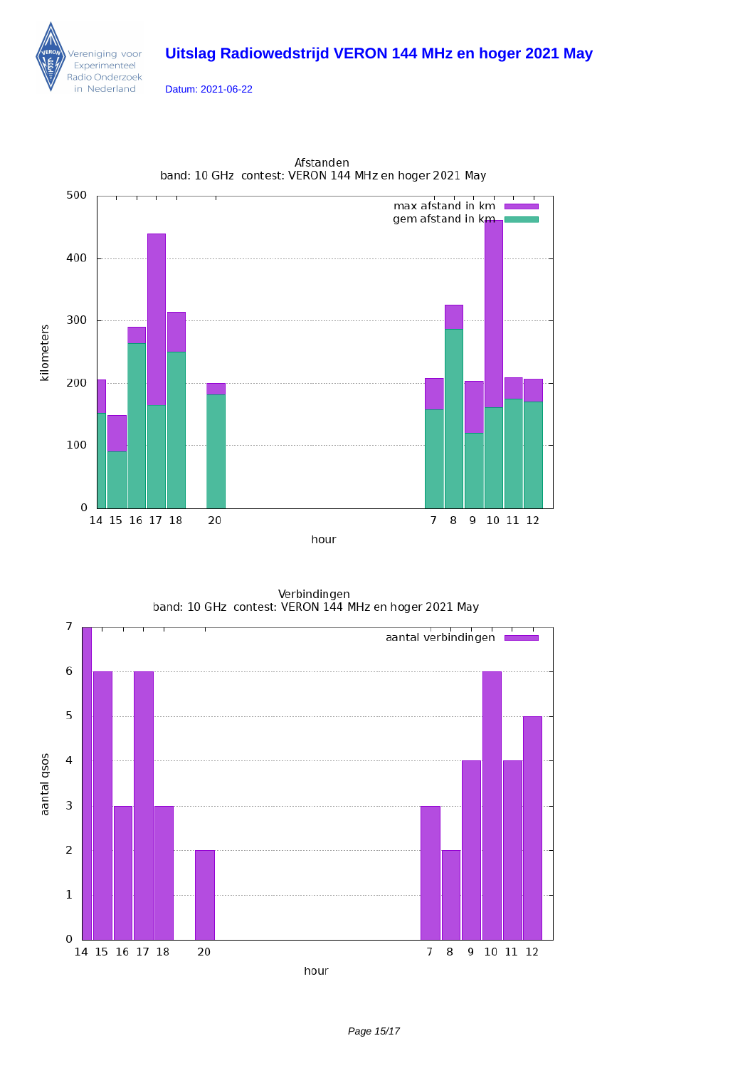Vereniging voor Experimenteel Radio Onderzoek in Nederland

# Uitslag Radiowedstrijd VERON 144 MHz en hoger 2021 May

Datum: 2021-06-22

Afstanden
band: 10 GHz  contest: VERON 144 MHz en hoger 2021 May

Verbindingen
band: 10 GHz  contest: VERON 144 MHz en hoger 2021 May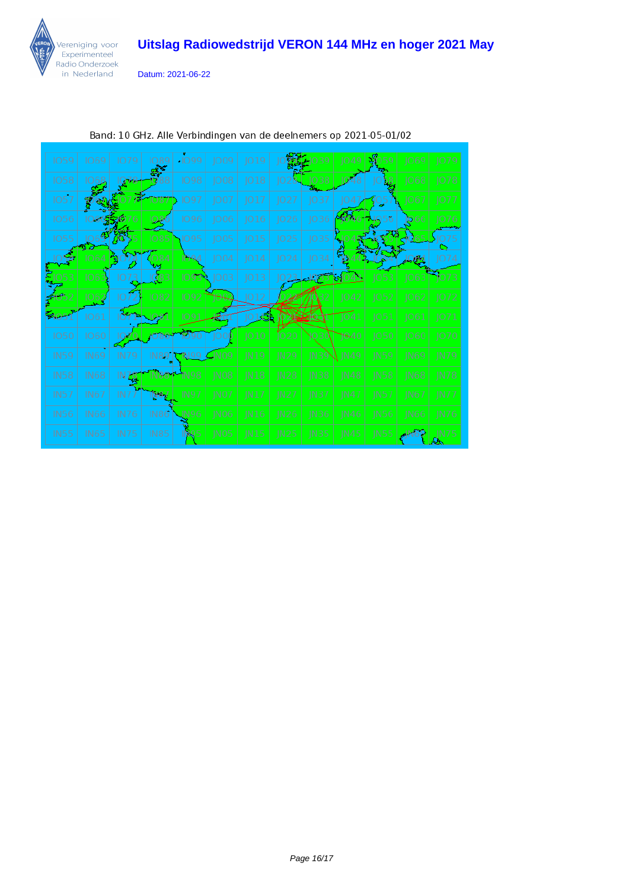# Uitslag Radiowedstrijd VERON 144 MHz en hoger 2021 May

Datum: 2021-06-22

Band: 10 GHz. Alle Verbindingen van de deelnemers op 2021-05-01/02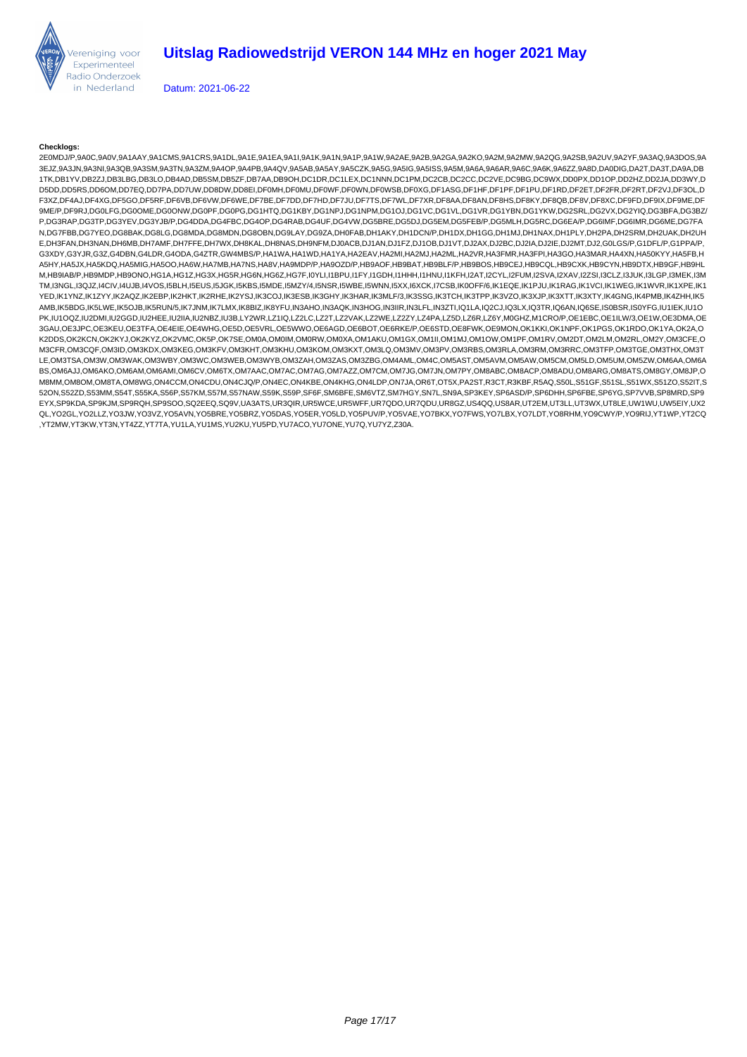# Uitslag Radiowedstrijd VERON 144 MHz en hoger 2021 May

Datum: 2021-06-22

**Checklogs:**

2E0MDJ/P,9A0C,9A0V,9A1AAY,9A1CMS,9A1CRS,9A1DL,9A1E,9A1EA,9A1I,9A1K,9A1N,9A1P,9A1W,9A2AE,9A2B,9A2GA,9A2KO,9A2M,9A2MW,9A2QG,9A2SB,9A2UV,9A2YF,9A3AQ,9A3DOS,9A3EJZ,9A3JN,9A3NI,9A3QB,9A3SM,9A3TN,9A3ZM,9A4OP,9A4PB,9A4QV,9A5AB,9A5AY,9A5CZK,9A5G,9A5IG,9A5ISS,9A5M,9A6A,9A6AR,9A6C,9A6K,9A6ZZ,9A8D,DA0DIG,DA2T,DA3T,DA9A,DB1TK,DB1YV,DB2ZJ,DB3LBG,DB3LO,DB4AD,DB5SM,DB5ZF,DB7AA,DB9OH,DC1DR,DC1LEX,DC1NNN,DC1PM,DC2CB,DC2CC,DC2VE,DC9BG,DC9WX,DD0PX,DD1OP,DD2HZ,DD2JA,DD3WY,DD5DD,DD5RS,DD6OM,DD7EQ,DD7PA,DD7UW,DD8DW,DD8EI,DF0MH,DF0MU,DF0WF,DF0WN,DF0WSB,DF0XG,DF1ASG,DF1HF,DF1PF,DF1PU,DF1RD,DF2ET,DF2FR,DF2RT,DF2VJ,DF3OL,DF3XZ,DF4AJ,DF4XG,DF5GO,DF5RF,DF6VB,DF6VW,DF6WE,DF7BE,DF7DD,DF7HD,DF7JU,DF7TS,DF7WL,DF7XR,DF8AA,DF8AN,DF8HS,DF8KY,DF8QB,DF8V,DF8XC,DF9FD,DF9IX,DF9ME,DF9ME/P,DF9RJ,DG0LFG,DG0OME,DG0ONW,DG0PF,DG0PG,DG1HTQ,DG1KBY,DG1NPJ,DG1NPM,DG1OJ,DG1VC,DG1VL,DG1VR,DG1YBN,DG1YKW,DG2SRL,DG2VX,DG2YIQ,DG3BFA,DG3BZ/P,DG3RAP,DG3TP,DG3YEV,DG3YJB/P,DG4DDA,DG4FBC,DG4OP,DG4RAB,DG4UF,DG4VW,DG5BRE,DG5DJ,DG5EM,DG5FEB/P,DG5MLH,DG5RC,DG6EA/P,DG6IMF,DG6IMR,DG6ME,DG7FAN,DG7FBB,DG7YEO,DG8BAK,DG8LG,DG8MDA,DG8MDN,DG8OBN,DG9LAY,DG9ZA,DH0FAB,DH1AKY,DH1DCN/P,DH1DX,DH1GG,DH1MJ,DH1NAX,DH1PLY,DH2PA,DH2SRM,DH2UAK,DH2UHE,DH3FAN,DH3NAN,DH6MB,DH7AMF,DH7FFE,DH7WX,DH8KAL,DH8NAS,DH9NFM,DJ0ACB,DJ1AN,DJ1FZ,DJ1OB,DJ1VT,DJ2AX,DJ2BC,DJ2IA,DJ2IE,DJ2MT,DJ2,G0LGS/P,G1DFL/P,G1PPA/P,G3XDY,G3YJR,G3Z,G4DBN,G4LDR,G4ODA,G4ZTR,GW4MBS/P,HA1WA,HA1WD,HA1YA,HA2EAV,HA2MI,HA2MJ,HA2ML,HA2VR,HA3FMR,HA3FPI,HA3GO,HA3MAR,HA4XN,HA50KYY,HA5FB,HA5HY,HA5JX,HA5KDQ,HA5MIG,HA5OO,HA6W,HA7MB,HA7NS,HA8V,HA9MDP/P,HA9OZD/P,HB9AOF,HB9BAT,HB9BLF/P,HB9BOS,HB9CEJ,HB9CQL,HB9CXK,HB9CYN,HB9DTX,HB9GF,HB9HLM,HB9IAB/P,HB9MDP,HB9ONO,HG1A,HG1Z,HG3X,HG5R,HG6N,HG6Z,HG7F,I0YLI,I1BPU,I1FY,I1GDH,I1HHH,I1HNU,I1KFH,I2AT,I2CYL,I2FUM,I2SVA,I2XAV,I2ZSI,I3CLZ,I3JUK,I3LGP,I3MEK,I3MTM,I3NGL,I3QJZ,I4CIV,I4UJB,I4VOS,I5BLH,I5EUS,I5JGK,I5KBS,I5MDE,I5MZY/4,I5NSR,I5WBE,I5WNN,I5XX,I6XCK,I7CSB,IK0OFF/6,IK1EQE,IK1PJU,IK1RAG,IK1VCI,IK1WEG,IK1WVR,IK1XPE,IK1YED,IK1YNZ,IK1ZYY,IK2AQZ,IK2EBP,IK2HKT,IK2RHE,IK2YSJ,IK3COJ,IK3ESB,IK3GHY,IK3HAR,IK3MLF/3,IK3SSG,IK3TCH,IK3TPP,IK3VZO,IK3XJP,IK3XTT,IK3XTY,IK4GNG,IK4PMB,IK4ZHH,IK5AMB,IK5BDG,IK5LWE,IK5OJB,IK5RUN/5,IK7JNM,IK7LMX,IK8BIZ,IK8YFU,IN3AHO,IN3AQK,IN3HOG,IN3IIR,IN3LFL,IN3ZTI,IQ1LA,IQ2CJ,IQ3LX,IQ3TR,IQ6AN,IQ6SE,IS0BSR,IS0YFG,IU1IEK,IU1OPK,IU1OQZ,IU2DMI,IU2GGD,IU2HEE,IU2IIA,IU2NBZ,IU3B,LY2WR,LZ1IQ,LZ2LC,LZ2T,LZ2VAK,LZ2WE,LZ2ZY,LZ4PA,LZ5D,LZ6R,LZ6Y,M0GHZ,M1CRO/P,OE1EBC,OE1ILW/3,OE1W,OE3DMA,OE3GAU,OE3JPC,OE3KEU,OE3TFA,OE4EIE,OE4WHG,OE5D,OE5VRL,OE5WWO,OE6AGD,OE6BOT,OE6RKE/P,OE6STD,OE8FWK,OE9MON,OK1KKI,OK1NPF,OK1PGS,OK1RDO,OK1YA,OK2A,OK2DDS,OK2KCN,OK2KYJ,OK2KYZ,OK2VMC,OK5P,OK7SE,OM0A,OM0IM,OM0RW,OM0XA,OM1AKU,OM1GX,OM1II,OM1MJ,OM1OW,OM1PF,OM1RV,OM2DT,OM2LM,OM2RL,OM2Y,OM3CFE,OM3CFR,OM3CQF,OM3ID,OM3KDX,OM3KEG,OM3KFV,OM3KHT,OM3KHU,OM3KOM,OM3KXT,OM3LQ,OM3MV,OM3PV,OM3RBS,OM3RLA,OM3RM,OM3RRC,OM3TFP,OM3TGE,OM3THX,OM3TLE,OM3TSA,OM3W,OM3WAK,OM3WBY,OM3WC,OM3WEB,OM3WYB,OM3ZAH,OM3ZAS,OM3ZBG,OM4AML,OM4C,OM5AST,OM5AVM,OM5AW,OM5CM,OM5LD,OM5UM,OM5ZW,OM6AA,OM6ABS,OM6AJJ,OM6AKO,OM6AM,OM6AMI,OM6CV,OM6TX,OM7AAC,OM7AC,OM7AG,OM7AZZ,OM7CM,OM7JG,OM7JN,OM7PY,OM8ABC,OM8ACP,OM8ADU,OM8ARG,OM8ATS,OM8GY,OM8JP,OM8MM,OM8OM,OM8TA,OM8WG,ON4CCM,ON4CDU,ON4CJQ/P,ON4EC,ON4KBE,ON4KHG,ON4LDP,ON7JA,OR6T,OT5X,PA2ST,R3CT,R3KBF,R5AQ,S50L,S51GF,S51SL,S51WX,S51ZO,S52IT,S52ON,S52ZD,S53MM,S54T,S55KA,S56P,S57KM,S57M,S57NAW,S59K,S59P,SF6F,SM6BFE,SM6VTZ,SM7HGY,SN7L,SN9A,SP3KEY,SP6ASD/P,SP6DHH,SP6FBE,SP6YG,SP7VVB,SP8MRD,SP9EYX,SP9KDA,SP9KJM,SP9RQH,SP9SOO,SQ2EEQ,SQ9V,UA3ATS,UR3QIR,UR5WCE,UR5WFF,UR7QDO,UR7QDU,UR8GZ,US4QQ,US8AR,UT2EM,UT3LL,UT3WX,UT8LE,UW1WU,UW5EIY,UX2QL,YO2GL,YO2LLZ,YO3JW,YO3VZ,YO5AVN,YO5BRE,YO5BRZ,YO5DAS,YO5ER,YO5LD,YO5PUV/P,YO5VAE,YO7BKX,YO7FWS,YO7LBX,YO7LDT,YO8RHM,YO9CWY/P,YO9RIJ,YT1WP,YT2CQ,YT2MW,YT3KW,YT3N,YT4ZZ,YT7TA,YU1LA,YU1MS,YU2KU,YU5PD,YU7ACO,YU7ONE,YU7Q,YU7YZ,Z30A.